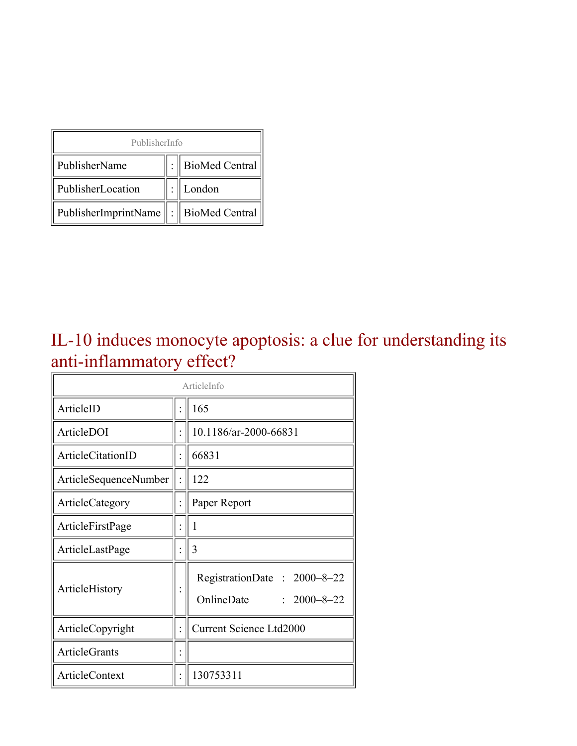| PublisherInfo | | |
|---|---|---|
| PublisherName | : | BioMed Central |
| PublisherLocation | : | London |
| PublisherImprintName | : | BioMed Central |

# IL-10 induces monocyte apoptosis: a clue for understanding its anti-inflammatory effect?

| ArticleInfo | | |
|---|---|---|
| ArticleID | : | 165 |
| ArticleDOI | : | 10.1186/ar-2000-66831 |
| ArticleCitationID | : | 66831 |
| ArticleSequenceNumber | : | 122 |
| ArticleCategory | : | Paper Report |
| ArticleFirstPage | : | 1 |
| ArticleLastPage | : | 3 |
| ArticleHistory | : | RegistrationDate : 2000–8–22<br>OnlineDate : 2000–8–22 |
| ArticleCopyright | : | Current Science Ltd2000 |
| ArticleGrants | : | |
| ArticleContext | : | 130753311 |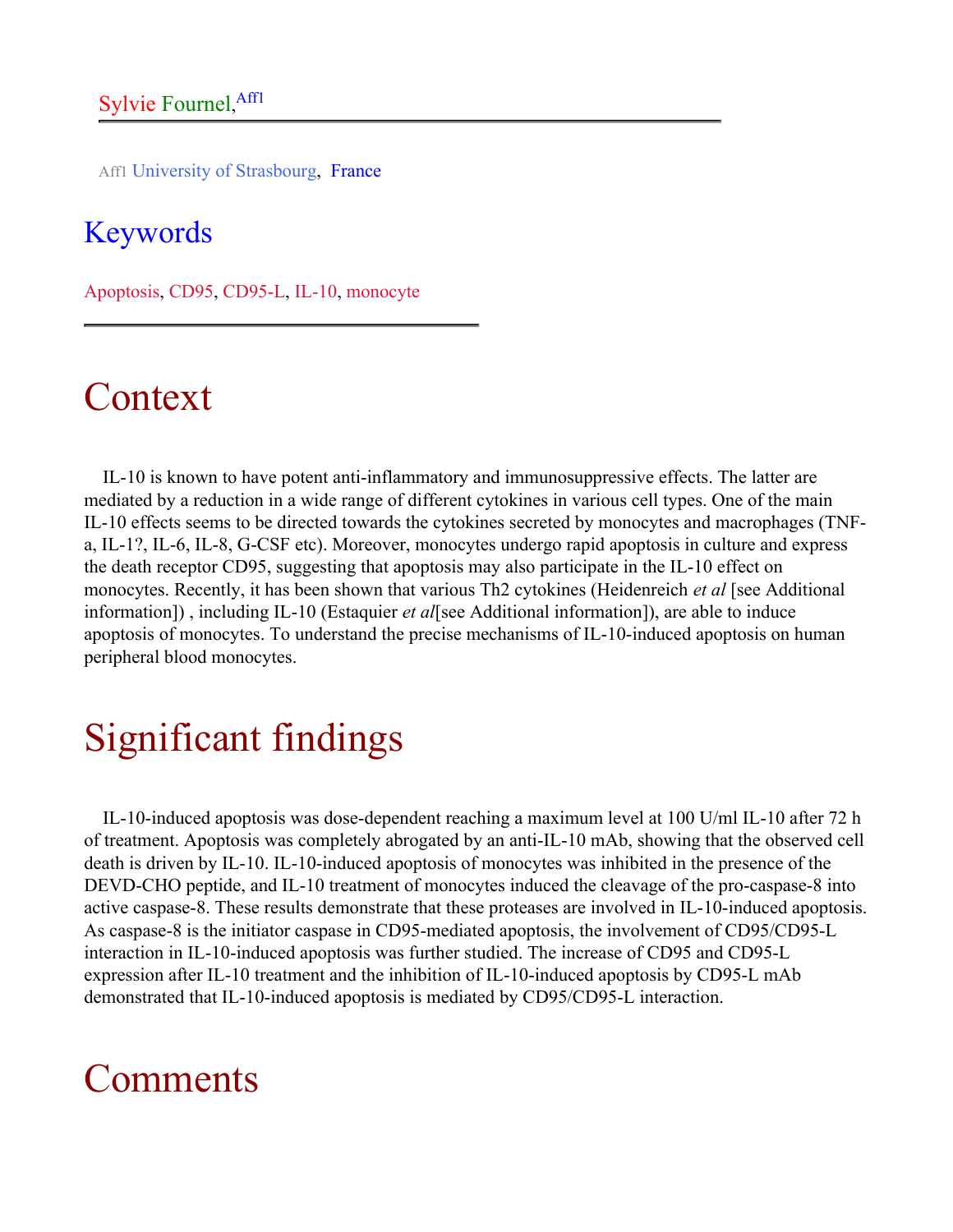Sylvie Fournel,[Aff1]

Aff1 University of Strasbourg, France

## Keywords

Apoptosis, CD95, CD95-L, IL-10, monocyte

# Context

IL-10 is known to have potent anti-inflammatory and immunosuppressive effects. The latter are mediated by a reduction in a wide range of different cytokines in various cell types. One of the main IL-10 effects seems to be directed towards the cytokines secreted by monocytes and macrophages (TNF-a, IL-1?, IL-6, IL-8, G-CSF etc). Moreover, monocytes undergo rapid apoptosis in culture and express the death receptor CD95, suggesting that apoptosis may also participate in the IL-10 effect on monocytes. Recently, it has been shown that various Th2 cytokines (Heidenreich *et al* [see Additional information]) , including IL-10 (Estaquier *et al*[see Additional information]), are able to induce apoptosis of monocytes. To understand the precise mechanisms of IL-10-induced apoptosis on human peripheral blood monocytes.

# Significant findings

IL-10-induced apoptosis was dose-dependent reaching a maximum level at 100 U/ml IL-10 after 72 h of treatment. Apoptosis was completely abrogated by an anti-IL-10 mAb, showing that the observed cell death is driven by IL-10. IL-10-induced apoptosis of monocytes was inhibited in the presence of the DEVD-CHO peptide, and IL-10 treatment of monocytes induced the cleavage of the pro-caspase-8 into active caspase-8. These results demonstrate that these proteases are involved in IL-10-induced apoptosis. As caspase-8 is the initiator caspase in CD95-mediated apoptosis, the involvement of CD95/CD95-L interaction in IL-10-induced apoptosis was further studied. The increase of CD95 and CD95-L expression after IL-10 treatment and the inhibition of IL-10-induced apoptosis by CD95-L mAb demonstrated that IL-10-induced apoptosis is mediated by CD95/CD95-L interaction.

# Comments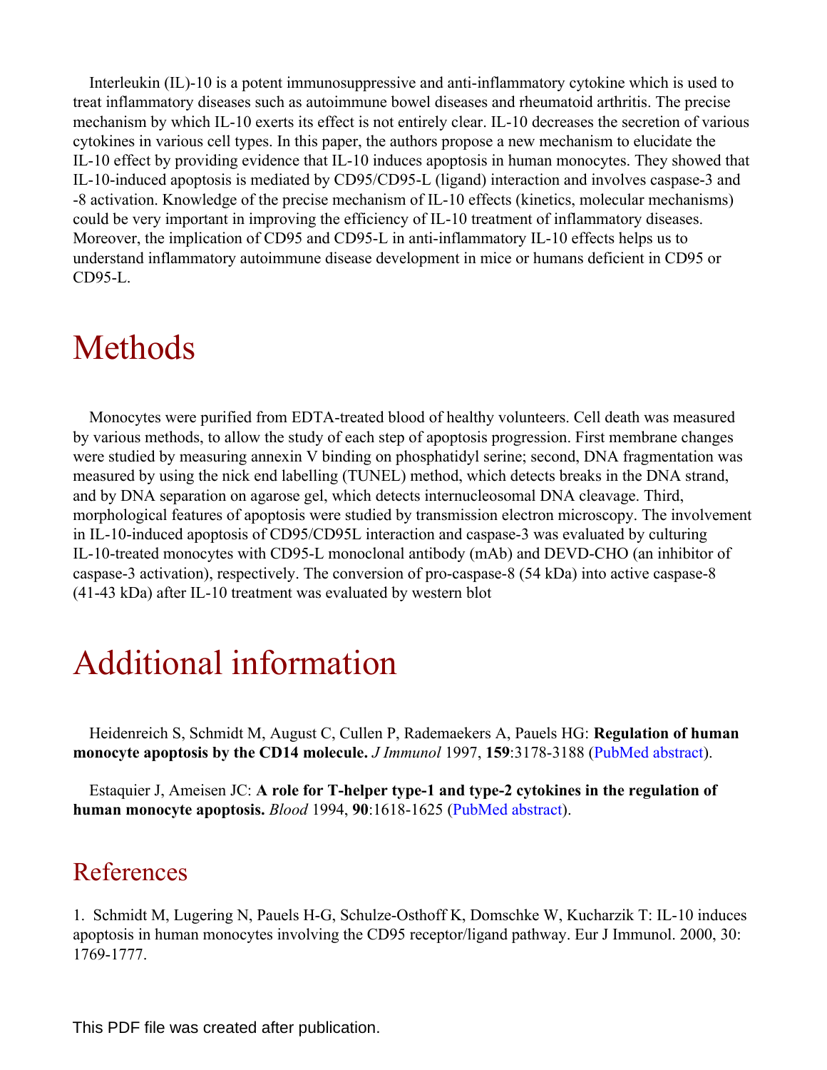Interleukin (IL)-10 is a potent immunosuppressive and anti-inflammatory cytokine which is used to treat inflammatory diseases such as autoimmune bowel diseases and rheumatoid arthritis. The precise mechanism by which IL-10 exerts its effect is not entirely clear. IL-10 decreases the secretion of various cytokines in various cell types. In this paper, the authors propose a new mechanism to elucidate the IL-10 effect by providing evidence that IL-10 induces apoptosis in human monocytes. They showed that IL-10-induced apoptosis is mediated by CD95/CD95-L (ligand) interaction and involves caspase-3 and -8 activation. Knowledge of the precise mechanism of IL-10 effects (kinetics, molecular mechanisms) could be very important in improving the efficiency of IL-10 treatment of inflammatory diseases. Moreover, the implication of CD95 and CD95-L in anti-inflammatory IL-10 effects helps us to understand inflammatory autoimmune disease development in mice or humans deficient in CD95 or CD95-L.

# Methods

Monocytes were purified from EDTA-treated blood of healthy volunteers. Cell death was measured by various methods, to allow the study of each step of apoptosis progression. First membrane changes were studied by measuring annexin V binding on phosphatidyl serine; second, DNA fragmentation was measured by using the nick end labelling (TUNEL) method, which detects breaks in the DNA strand, and by DNA separation on agarose gel, which detects internucleosomal DNA cleavage. Third, morphological features of apoptosis were studied by transmission electron microscopy. The involvement in IL-10-induced apoptosis of CD95/CD95L interaction and caspase-3 was evaluated by culturing IL-10-treated monocytes with CD95-L monoclonal antibody (mAb) and DEVD-CHO (an inhibitor of caspase-3 activation), respectively. The conversion of pro-caspase-8 (54 kDa) into active caspase-8 (41-43 kDa) after IL-10 treatment was evaluated by western blot

# Additional information

Heidenreich S, Schmidt M, August C, Cullen P, Rademaekers A, Pauels HG: **Regulation of human monocyte apoptosis by the CD14 molecule.** *J Immunol* 1997, **159**:3178-3188 (PubMed abstract).

Estaquier J, Ameisen JC: **A role for T-helper type-1 and type-2 cytokines in the regulation of human monocyte apoptosis.** *Blood* 1994, **90**:1618-1625 (PubMed abstract).

## References

1. Schmidt M, Lugering N, Pauels H-G, Schulze-Osthoff K, Domschke W, Kucharzik T: IL-10 induces apoptosis in human monocytes involving the CD95 receptor/ligand pathway. Eur J Immunol. 2000, 30: 1769-1777.

This PDF file was created after publication.